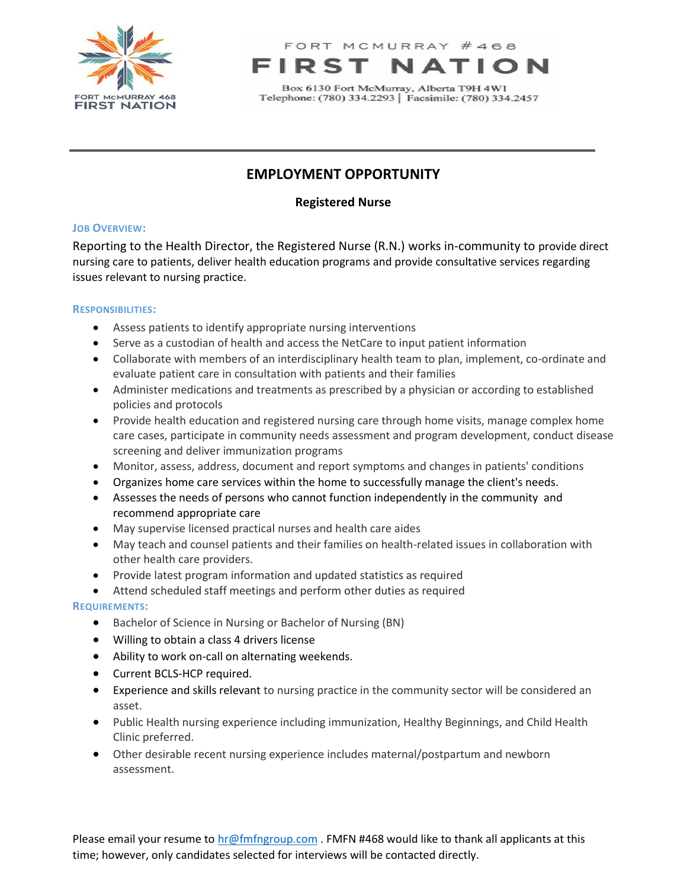FORT MCMURRAY 468 FIRST NATION

# FORT MCMURRAY #468 FIRST NATION

Box 6130 Fort McMurray, Alberta T9H 4W1
Telephone: (780) 334.2293 | Facsimile: (780) 334.2457

---

## EMPLOYMENT OPPORTUNITY

### Registered Nurse

**JOB OVERVIEW:**

Reporting to the Health Director, the Registered Nurse (R.N.) works in-community to provide direct nursing care to patients, deliver health education programs and provide consultative services regarding issues relevant to nursing practice.

**RESPONSIBILITIES:**

- Assess patients to identify appropriate nursing interventions
- Serve as a custodian of health and access the NetCare to input patient information
- Collaborate with members of an interdisciplinary health team to plan, implement, co-ordinate and evaluate patient care in consultation with patients and their families
- Administer medications and treatments as prescribed by a physician or according to established policies and protocols
- Provide health education and registered nursing care through home visits, manage complex home care cases, participate in community needs assessment and program development, conduct disease screening and deliver immunization programs
- Monitor, assess, address, document and report symptoms and changes in patients' conditions
- Organizes home care services within the home to successfully manage the client's needs.
- Assesses the needs of persons who cannot function independently in the community and recommend appropriate care
- May supervise licensed practical nurses and health care aides
- May teach and counsel patients and their families on health-related issues in collaboration with other health care providers.
- Provide latest program information and updated statistics as required
- Attend scheduled staff meetings and perform other duties as required

**REQUIREMENTS:**

- Bachelor of Science in Nursing or Bachelor of Nursing (BN)
- Willing to obtain a class 4 drivers license
- Ability to work on-call on alternating weekends.
- Current BCLS-HCP required.
- Experience and skills relevant to nursing practice in the community sector will be considered an asset.
- Public Health nursing experience including immunization, Healthy Beginnings, and Child Health Clinic preferred.
- Other desirable recent nursing experience includes maternal/postpartum and newborn assessment.

Please email your resume to hr@fmfngroup.com . FMFN #468 would like to thank all applicants at this time; however, only candidates selected for interviews will be contacted directly.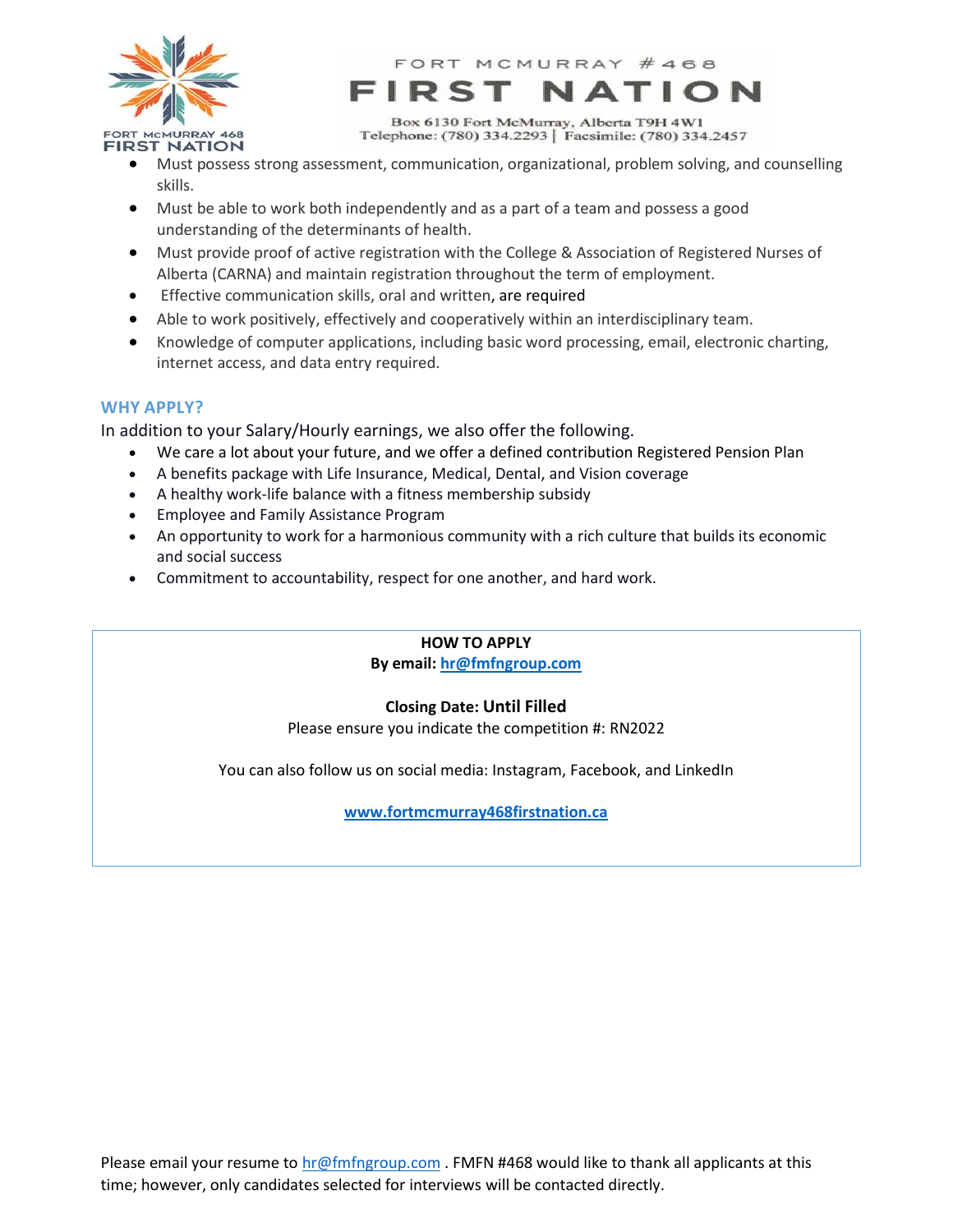- Must possess strong assessment, communication, organizational, problem solving, and counselling skills.
- Must be able to work both independently and as a part of a team and possess a good understanding of the determinants of health.
- Must provide proof of active registration with the College & Association of Registered Nurses of Alberta (CARNA) and maintain registration throughout the term of employment.
- Effective communication skills, oral and written, are required
- Able to work positively, effectively and cooperatively within an interdisciplinary team.
- Knowledge of computer applications, including basic word processing, email, electronic charting, internet access, and data entry required.

## WHY APPLY?

In addition to your Salary/Hourly earnings, we also offer the following.

- We care a lot about your future, and we offer a defined contribution Registered Pension Plan
- A benefits package with Life Insurance, Medical, Dental, and Vision coverage
- A healthy work-life balance with a fitness membership subsidy
- Employee and Family Assistance Program
- An opportunity to work for a harmonious community with a rich culture that builds its economic and social success
- Commitment to accountability, respect for one another, and hard work.

**HOW TO APPLY**

**By email: hr@fmfngroup.com**

**Closing Date: Until Filled**

Please ensure you indicate the competition #: RN2022

You can also follow us on social media: Instagram, Facebook, and LinkedIn

**www.fortmcmurray468firstnation.ca**

Please email your resume to hr@fmfngroup.com . FMFN #468 would like to thank all applicants at this time; however, only candidates selected for interviews will be contacted directly.